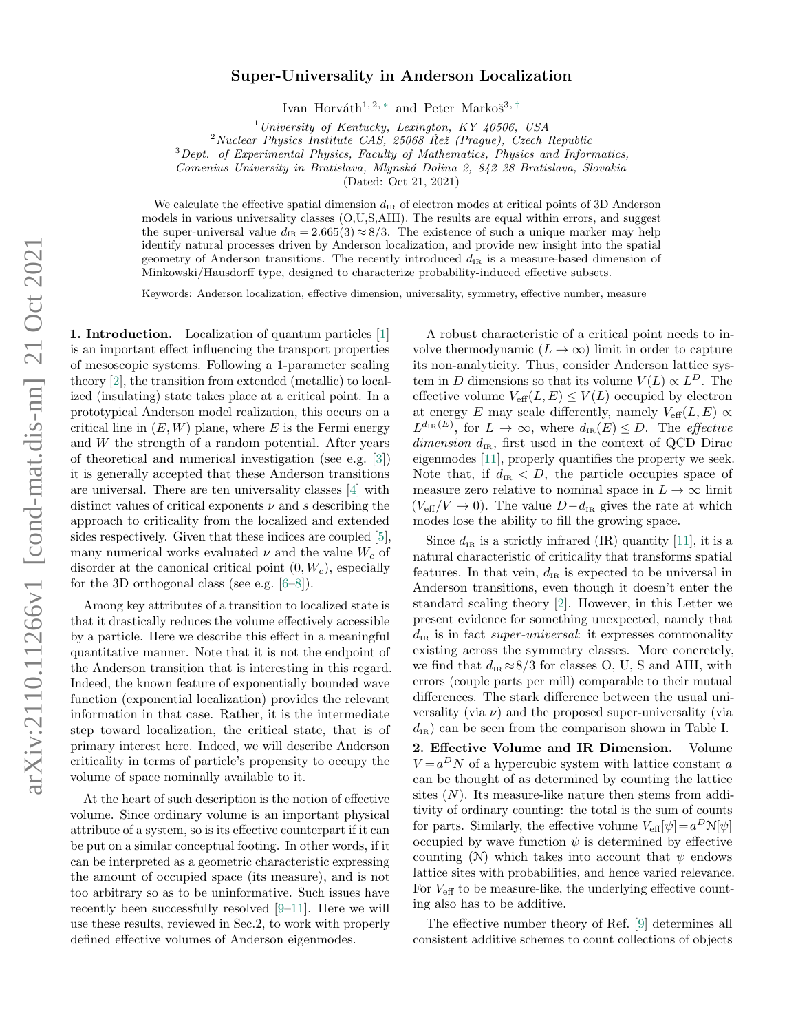# Super-Universality in Anderson Localization

Ivan Horváth[1,2,*] and Peter Markoš[3,†]

[1] *University of Kentucky, Lexington, KY 40506, USA*
[2] *Nuclear Physics Institute CAS, 25068 Řež (Prague), Czech Republic*
[3] *Dept. of Experimental Physics, Faculty of Mathematics, Physics and Informatics, Comenius University in Bratislava, Mlynská Dolina 2, 842 28 Bratislava, Slovakia*

(Dated: Oct 21, 2021)

We calculate the effective spatial dimension $d_{\text{IR}}$ of electron modes at critical points of 3D Anderson models in various universality classes (O,U,S,AIII). The results are equal within errors, and suggest the super-universal value $d_{\text{IR}} = 2.665(3) \approx 8/3$. The existence of such a unique marker may help identify natural processes driven by Anderson localization, and provide new insight into the spatial geometry of Anderson transitions. The recently introduced $d_{\text{IR}}$ is a measure-based dimension of Minkowski/Hausdorff type, designed to characterize probability-induced effective subsets.

Keywords: Anderson localization, effective dimension, universality, symmetry, effective number, measure

**1. Introduction.** Localization of quantum particles [1] is an important effect influencing the transport properties of mesoscopic systems. Following a 1-parameter scaling theory [2], the transition from extended (metallic) to localized (insulating) state takes place at a critical point. In a prototypical Anderson model realization, this occurs on a critical line in $(E, W)$ plane, where $E$ is the Fermi energy and $W$ the strength of a random potential. After years of theoretical and numerical investigation (see e.g. [3]) it is generally accepted that these Anderson transitions are universal. There are ten universality classes [4] with distinct values of critical exponents $\nu$ and $s$ describing the approach to criticality from the localized and extended sides respectively. Given that these indices are coupled [5], many numerical works evaluated $\nu$ and the value $W_c$ of disorder at the canonical critical point $(0, W_c)$, especially for the 3D orthogonal class (see e.g. [6–8]).

Among key attributes of a transition to localized state is that it drastically reduces the volume effectively accessible by a particle. Here we describe this effect in a meaningful quantitative manner. Note that it is not the endpoint of the Anderson transition that is interesting in this regard. Indeed, the known feature of exponentially bounded wave function (exponential localization) provides the relevant information in that case. Rather, it is the intermediate step toward localization, the critical state, that is of primary interest here. Indeed, we will describe Anderson criticality in terms of particle's propensity to occupy the volume of space nominally available to it.

At the heart of such description is the notion of effective volume. Since ordinary volume is an important physical attribute of a system, so is its effective counterpart if it can be put on a similar conceptual footing. In other words, if it can be interpreted as a geometric characteristic expressing the amount of occupied space (its measure), and is not too arbitrary so as to be uninformative. Such issues have recently been successfully resolved [9–11]. Here we will use these results, reviewed in Sec.2, to work with properly defined effective volumes of Anderson eigenmodes.

A robust characteristic of a critical point needs to involve thermodynamic $(L \to \infty)$ limit in order to capture its non-analyticity. Thus, consider Anderson lattice system in $D$ dimensions so that its volume $V(L) \propto L^D$. The effective volume $V_{\text{eff}}(L, E) \le V(L)$ occupied by electron at energy $E$ may scale differently, namely $V_{\text{eff}}(L, E) \propto L^{d_{\text{IR}}(E)}$, for $L \to \infty$, where $d_{\text{IR}}(E) \le D$. The *effective dimension* $d_{\text{IR}}$, first used in the context of QCD Dirac eigenmodes [11], properly quantifies the property we seek. Note that, if $d_{\text{IR}} < D$, the particle occupies space of measure zero relative to nominal space in $L \to \infty$ limit $(V_{\text{eff}}/V \to 0)$. The value $D - d_{\text{IR}}$ gives the rate at which modes lose the ability to fill the growing space.

Since $d_{\text{IR}}$ is a strictly infrared (IR) quantity [11], it is a natural characteristic of criticality that transforms spatial features. In that vein, $d_{\text{IR}}$ is expected to be universal in Anderson transitions, even though it doesn't enter the standard scaling theory [2]. However, in this Letter we present evidence for something unexpected, namely that $d_{\text{IR}}$ is in fact *super-universal*: it expresses commonality existing across the symmetry classes. More concretely, we find that $d_{\text{IR}} \approx 8/3$ for classes O, U, S and AIII, with errors (couple parts per mill) comparable to their mutual differences. The stark difference between the usual universality (via $\nu$) and the proposed super-universality (via $d_{\text{IR}}$) can be seen from the comparison shown in Table I.

**2. Effective Volume and IR Dimension.** Volume $V = a^D N$ of a hypercubic system with lattice constant $a$ can be thought of as determined by counting the lattice sites $(N)$. Its measure-like nature then stems from additivity of ordinary counting: the total is the sum of counts for parts. Similarly, the effective volume $V_{\text{eff}}[\psi] = a^D \mathcal{N}[\psi]$ occupied by wave function $\psi$ is determined by effective counting $(\mathcal{N})$ which takes into account that $\psi$ endows lattice sites with probabilities, and hence varied relevance. For $V_{\text{eff}}$ to be measure-like, the underlying effective counting also has to be additive.

The effective number theory of Ref. [9] determines all consistent additive schemes to count collections of objects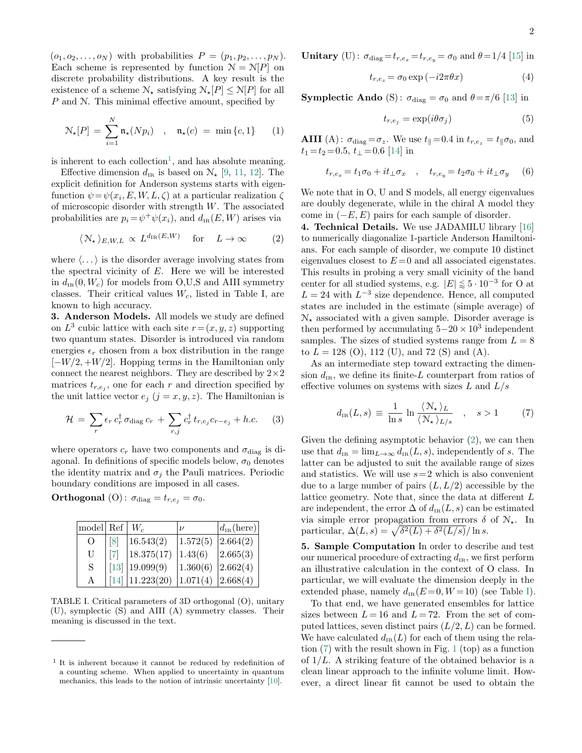$(o_1, o_2, \ldots, o_N)$ with probabilities $P = (p_1, p_2, \ldots, p_N)$. Each scheme is represented by function $\mathcal{N} = \mathcal{N}[P]$ on discrete probability distributions. A key result is the existence of a scheme $\mathcal{N}_\star$ satisfying $\mathcal{N}_\star[P] \le \mathcal{N}[P]$ for all $P$ and $\mathcal{N}$. This minimal effective amount, specified by

$$\mathcal{N}_\star[P] = \sum_{i=1}^{N} \mathfrak{n}_\star(Np_i) \quad , \quad \mathfrak{n}_\star(c) = \min\{c, 1\} \tag{1}$$

is inherent to each collection[1], and has absolute meaning.

Effective dimension $d_{\text{IR}}$ is based on $\mathcal{N}_\star$ [9, 11, 12]. The explicit definition for Anderson systems starts with eigenfunction $\psi = \psi(x_i, E, W, L, \zeta)$ at a particular realization $\zeta$ of microscopic disorder with strength $W$. The associated probabilities are $p_i = \psi^+\psi(x_i)$, and $d_{\text{IR}}(E, W)$ arises via

$$\langle \mathcal{N}_\star \rangle_{E,W,L} \propto L^{d_{\text{IR}}(E,W)} \quad \text{for} \quad L \to \infty \tag{2}$$

where $\langle \ldots \rangle$ is the disorder average involving states from the spectral vicinity of $E$. Here we will be interested in $d_{\text{IR}}(0, W_c)$ for models from O,U,S and AIII symmetry classes. Their critical values $W_c$, listed in Table I, are known to high accuracy.

**3. Anderson Models.** All models we study are defined on $L^3$ cubic lattice with each site $r = (x, y, z)$ supporting two quantum states. Disorder is introduced via random energies $\epsilon_r$ chosen from a box distribution in the range $[-W/2, +W/2]$. Hopping terms in the Hamiltonian only connect the nearest neighbors. They are described by $2\times 2$ matrices $t_{r,e_j}$, one for each $r$ and direction specified by the unit lattice vector $e_j$ ($j = x, y, z$). The Hamiltonian is

$$\mathcal{H} = \sum_r \epsilon_r \, c_r^\dagger \, \sigma_{\text{diag}} \, c_r + \sum_{r,j} c_r^\dagger \, t_{r,e_j} c_{r-e_j} + h.c. \tag{3}$$

where operators $c_r$ have two components and $\sigma_{\text{diag}}$ is diagonal. In definitions of specific models below, $\sigma_0$ denotes the identity matrix and $\sigma_j$ the Pauli matrices. Periodic boundary conditions are imposed in all cases.

**Orthogonal** (O): $\sigma_{\text{diag}} = t_{r,e_j} = \sigma_0$.

| model | Ref | $W_c$ | $\nu$ | $d_{\text{IR}}$(here) |
|---|---|---|---|---|
| O | [8] | 16.543(2) | 1.572(5) | 2.664(2) |
| U | [7] | 18.375(17) | 1.43(6) | 2.665(3) |
| S | [13] | 19.099(9) | 1.360(6) | 2.662(4) |
| A | [14] | 11.223(20) | 1.071(4) | 2.668(4) |

TABLE I. Critical parameters of 3D orthogonal (O), unitary (U), symplectic (S) and AIII (A) symmetry classes. Their meaning is discussed in the text.

**Unitary** (U): $\sigma_{\text{diag}} = t_{r,e_x} = t_{r,e_y} = \sigma_0$ and $\theta = 1/4$ [15] in

$$t_{r,e_z} = \sigma_0 \exp(-i2\pi\theta x) \tag{4}$$

**Symplectic Ando** (S): $\sigma_{\text{diag}} = \sigma_0$ and $\theta = \pi/6$ [13] in

$$t_{r,e_j} = \exp(i\theta\sigma_j) \tag{5}$$

**AIII** (A): $\sigma_{\text{diag}} = \sigma_z$. We use $t_\parallel = 0.4$ in $t_{r,e_z} = t_\parallel \sigma_0$, and $t_1 = t_2 = 0.5$, $t_\perp = 0.6$ [14] in

$$t_{r,e_x} = t_1\sigma_0 + it_\perp\sigma_x \quad , \quad t_{r,e_y} = t_2\sigma_0 + it_\perp\sigma_y \tag{6}$$

We note that in O, U and S models, all energy eigenvalues are doubly degenerate, while in the chiral A model they come in $(-E, E)$ pairs for each sample of disorder.

**4. Technical Details.** We use JADAMILU library [16] to numerically diagonalize 1-particle Anderson Hamiltonians. For each sample of disorder, we compute 10 distinct eigenvalues closest to $E = 0$ and all associated eigenstates. This results in probing a very small vicinity of the band center for all studied systems, e.g. $|E| \lessapprox 5\cdot 10^{-3}$ for O at $L = 24$ with $L^{-3}$ size dependence. Hence, all computed states are included in the estimate (simple average) of $\mathcal{N}_\star$ associated with a given sample. Disorder average is then performed by accumulating $5{-}20 \times 10^3$ independent samples. The sizes of studied systems range from $L = 8$ to $L = 128$ (O), 112 (U), and 72 (S) and (A).

As an intermediate step toward extracting the dimension $d_{\text{IR}}$, we define its finite-$L$ counterpart from ratios of effective volumes on systems with sizes $L$ and $L/s$

$$d_{\text{IR}}(L, s) \equiv \frac{1}{\ln s} \ln \frac{\langle \mathcal{N}_\star \rangle_L}{\langle \mathcal{N}_\star \rangle_{L/s}} \quad , \quad s > 1 \tag{7}$$

Given the defining asymptotic behavior (2), we can then use that $d_{\text{IR}} = \lim_{L\to\infty} d_{\text{IR}}(L, s)$, independently of $s$. The latter can be adjusted to suit the available range of sizes and statistics. We will use $s = 2$ which is also convenient due to a large number of pairs $(L, L/2)$ accessible by the lattice geometry. Note that, since the data at different $L$ are independent, the error $\Delta$ of $d_{\text{IR}}(L, s)$ can be estimated via simple error propagation from errors $\delta$ of $\mathcal{N}_\star$. In particular, $\Delta(L, s) = \sqrt{\delta^2(L) + \delta^2(L/s)}/\ln s$.

**5. Sample Computation** In order to describe and test our numerical procedure of extracting $d_{\text{IR}}$, we first perform an illustrative calculation in the context of O class. In particular, we will evaluate the dimension deeply in the extended phase, namely $d_{\text{IR}}(E = 0, W = 10)$ (see Table I).

To that end, we have generated ensembles for lattice sizes between $L = 16$ and $L = 72$. From the set of computed lattices, seven distinct pairs $(L/2, L)$ can be formed. We have calculated $d_{\text{IR}}(L)$ for each of them using the relation (7) with the result shown in Fig. 1 (top) as a function of $1/L$. A striking feature of the obtained behavior is a clean linear approach to the infinite volume limit. However, a direct linear fit cannot be used to obtain the

[1] It is inherent because it cannot be reduced by redefinition of a counting scheme. When applied to uncertainty in quantum mechanics, this leads to the notion of intrinsic uncertainty [10].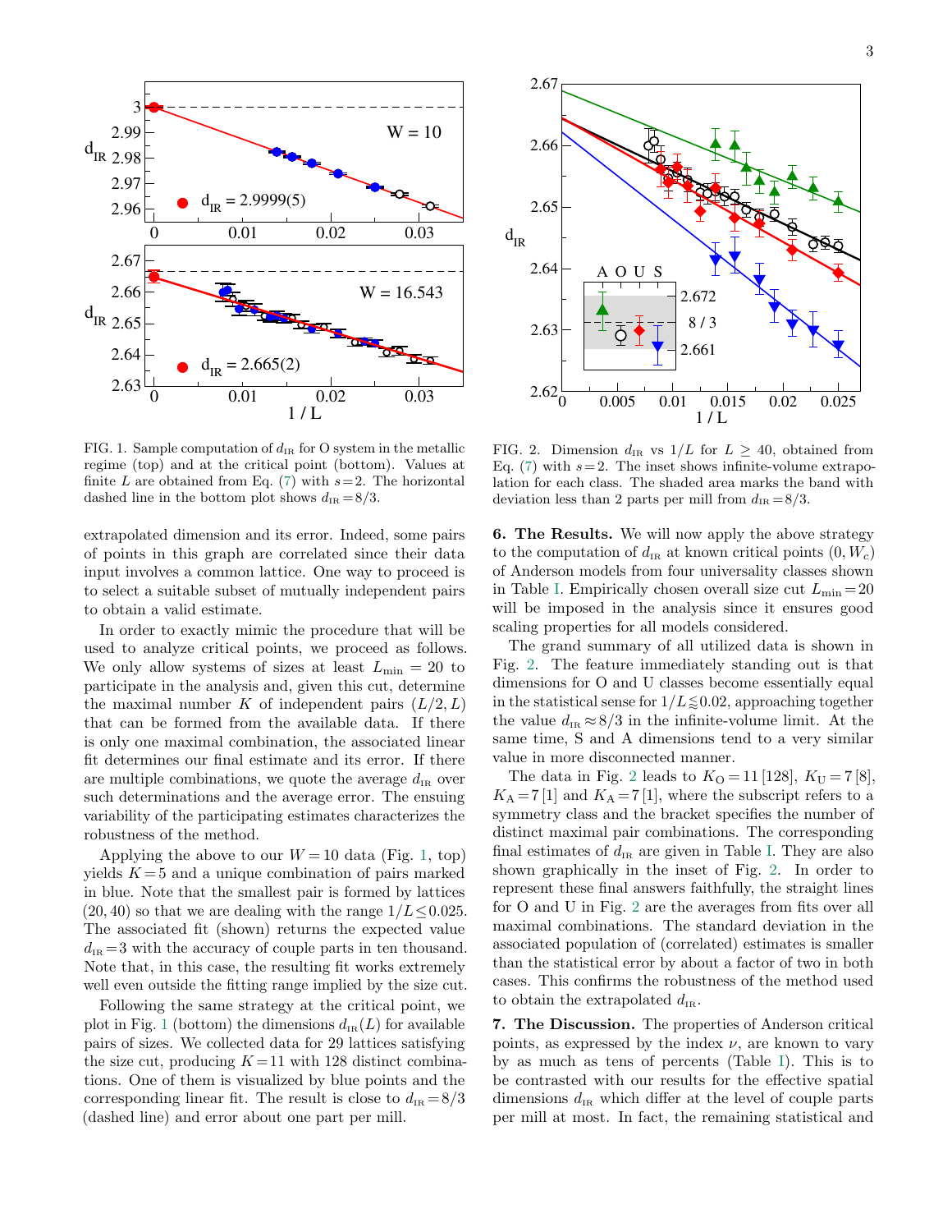FIG. 1. Sample computation of $d_{\rm IR}$ for O system in the metallic regime (top) and at the critical point (bottom). Values at finite $L$ are obtained from Eq. (7) with $s=2$. The horizontal dashed line in the bottom plot shows $d_{\rm IR}=8/3$.

FIG. 2. Dimension $d_{\rm IR}$ vs $1/L$ for $L \geq 40$, obtained from Eq. (7) with $s=2$. The inset shows infinite-volume extrapolation for each class. The shaded area marks the band with deviation less than 2 parts per mill from $d_{\rm IR}=8/3$.

extrapolated dimension and its error. Indeed, some pairs of points in this graph are correlated since their data input involves a common lattice. One way to proceed is to select a suitable subset of mutually independent pairs to obtain a valid estimate.

In order to exactly mimic the procedure that will be used to analyze critical points, we proceed as follows. We only allow systems of sizes at least $L_{\rm min}=20$ to participate in the analysis and, given this cut, determine the maximal number $K$ of independent pairs $(L/2, L)$ that can be formed from the available data. If there is only one maximal combination, the associated linear fit determines our final estimate and its error. If there are multiple combinations, we quote the average $d_{\rm IR}$ over such determinations and the average error. The ensuing variability of the participating estimates characterizes the robustness of the method.

Applying the above to our $W=10$ data (Fig. 1, top) yields $K=5$ and a unique combination of pairs marked in blue. Note that the smallest pair is formed by lattices $(20,40)$ so that we are dealing with the range $1/L \leq 0.025$. The associated fit (shown) returns the expected value $d_{\rm IR}=3$ with the accuracy of couple parts in ten thousand. Note that, in this case, the resulting fit works extremely well even outside the fitting range implied by the size cut.

Following the same strategy at the critical point, we plot in Fig. 1 (bottom) the dimensions $d_{\rm IR}(L)$ for available pairs of sizes. We collected data for 29 lattices satisfying the size cut, producing $K=11$ with 128 distinct combinations. One of them is visualized by blue points and the corresponding linear fit. The result is close to $d_{\rm IR}=8/3$ (dashed line) and error about one part per mill.

**6. The Results.** We will now apply the above strategy to the computation of $d_{\rm IR}$ at known critical points $(0, W_c)$ of Anderson models from four universality classes shown in Table I. Empirically chosen overall size cut $L_{\rm min}=20$ will be imposed in the analysis since it ensures good scaling properties for all models considered.

The grand summary of all utilized data is shown in Fig. 2. The feature immediately standing out is that dimensions for O and U classes become essentially equal in the statistical sense for $1/L \lessapprox 0.02$, approaching together the value $d_{\rm IR} \approx 8/3$ in the infinite-volume limit. At the same time, S and A dimensions tend to a very similar value in more disconnected manner.

The data in Fig. 2 leads to $K_{\rm O}=11\,[128]$, $K_{\rm U}=7\,[8]$, $K_{\rm A}=7\,[1]$ and $K_{\rm A}=7\,[1]$, where the subscript refers to a symmetry class and the bracket specifies the number of distinct maximal pair combinations. The corresponding final estimates of $d_{\rm IR}$ are given in Table I. They are also shown graphically in the inset of Fig. 2. In order to represent these final answers faithfully, the straight lines for O and U in Fig. 2 are the averages from fits over all maximal combinations. The standard deviation in the associated population of (correlated) estimates is smaller than the statistical error by about a factor of two in both cases. This confirms the robustness of the method used to obtain the extrapolated $d_{\rm IR}$.

**7. The Discussion.** The properties of Anderson critical points, as expressed by the index $\nu$, are known to vary by as much as tens of percents (Table I). This is to be contrasted with our results for the effective spatial dimensions $d_{\rm IR}$ which differ at the level of couple parts per mill at most. In fact, the remaining statistical and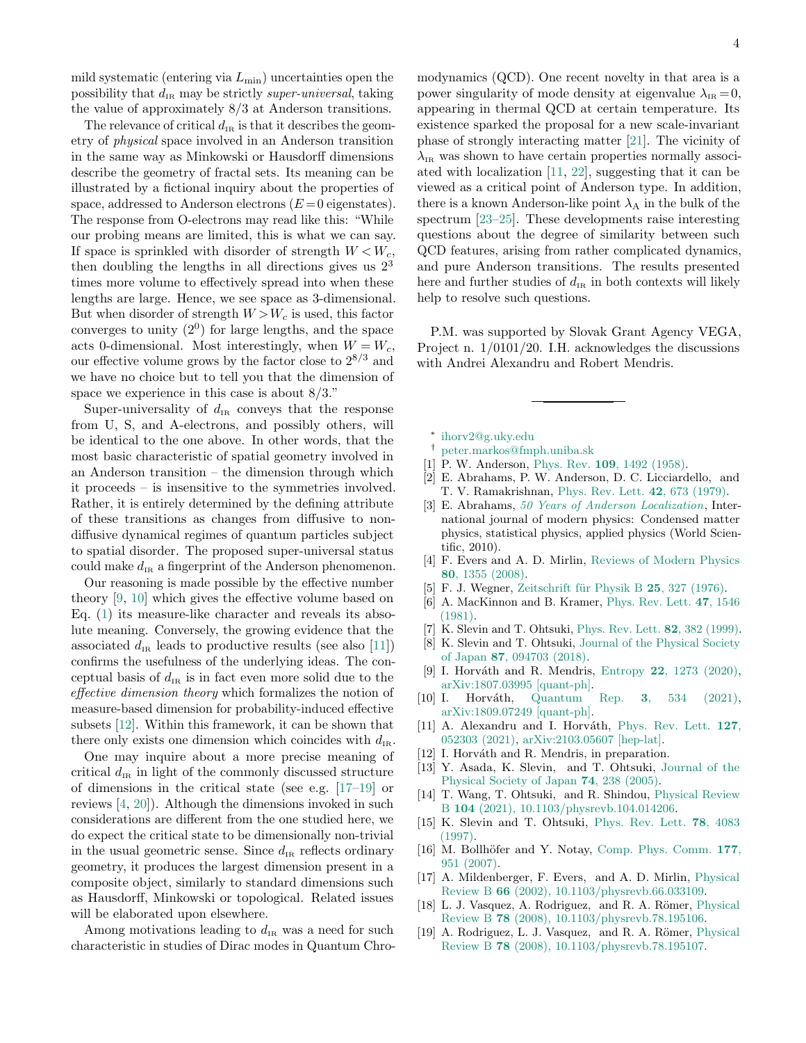mild systematic (entering via $L_{\min}$) uncertainties open the possibility that $d_{\text{IR}}$ may be strictly *super-universal*, taking the value of approximately 8/3 at Anderson transitions.

The relevance of critical $d_{\text{IR}}$ is that it describes the geometry of *physical* space involved in an Anderson transition in the same way as Minkowski or Hausdorff dimensions describe the geometry of fractal sets. Its meaning can be illustrated by a fictional inquiry about the properties of space, addressed to Anderson electrons ($E=0$ eigenstates). The response from O-electrons may read like this: "While our probing means are limited, this is what we can say. If space is sprinkled with disorder of strength $W<W_c$, then doubling the lengths in all directions gives us $2^3$ times more volume to effectively spread into when these lengths are large. Hence, we see space as 3-dimensional. But when disorder of strength $W>W_c$ is used, this factor converges to unity ($2^0$) for large lengths, and the space acts 0-dimensional. Most interestingly, when $W=W_c$, our effective volume grows by the factor close to $2^{8/3}$ and we have no choice but to tell you that the dimension of space we experience in this case is about 8/3."

Super-universality of $d_{\text{IR}}$ conveys that the response from U, S, and A-electrons, and possibly others, will be identical to the one above. In other words, that the most basic characteristic of spatial geometry involved in an Anderson transition – the dimension through which it proceeds – is insensitive to the symmetries involved. Rather, it is entirely determined by the defining attribute of these transitions as changes from diffusive to non-diffusive dynamical regimes of quantum particles subject to spatial disorder. The proposed super-universal status could make $d_{\text{IR}}$ a fingerprint of the Anderson phenomenon.

Our reasoning is made possible by the effective number theory [9, 10] which gives the effective volume based on Eq. (1) its measure-like character and reveals its absolute meaning. Conversely, the growing evidence that the associated $d_{\text{IR}}$ leads to productive results (see also [11]) confirms the usefulness of the underlying ideas. The conceptual basis of $d_{\text{IR}}$ is in fact even more solid due to the *effective dimension theory* which formalizes the notion of measure-based dimension for probability-induced effective subsets [12]. Within this framework, it can be shown that there only exists one dimension which coincides with $d_{\text{IR}}$.

One may inquire about a more precise meaning of critical $d_{\text{IR}}$ in light of the commonly discussed structure of dimensions in the critical state (see e.g. [17–19] or reviews [4, 20]). Although the dimensions invoked in such considerations are different from the one studied here, we do expect the critical state to be dimensionally non-trivial in the usual geometric sense. Since $d_{\text{IR}}$ reflects ordinary geometry, it produces the largest dimension present in a composite object, similarly to standard dimensions such as Hausdorff, Minkowski or topological. Related issues will be elaborated upon elsewhere.

Among motivations leading to $d_{\text{IR}}$ was a need for such characteristic in studies of Dirac modes in Quantum Chromodynamics (QCD). One recent novelty in that area is a power singularity of mode density at eigenvalue $\lambda_{\text{IR}}=0$, appearing in thermal QCD at certain temperature. Its existence sparked the proposal for a new scale-invariant phase of strongly interacting matter [21]. The vicinity of $\lambda_{\text{IR}}$ was shown to have certain properties normally associated with localization [11, 22], suggesting that it can be viewed as a critical point of Anderson type. In addition, there is a known Anderson-like point $\lambda_{\text{A}}$ in the bulk of the spectrum [23–25]. These developments raise interesting questions about the degree of similarity between such QCD features, arising from rather complicated dynamics, and pure Anderson transitions. The results presented here and further studies of $d_{\text{IR}}$ in both contexts will likely help to resolve such questions.

P.M. was supported by Slovak Grant Agency VEGA, Project n. 1/0101/20. I.H. acknowledges the discussions with Andrei Alexandru and Robert Mendris.

---

* ihorv2@g.uky.edu
† peter.markos@fmph.uniba.sk

[1] P. W. Anderson, Phys. Rev. **109**, 1492 (1958).
[2] E. Abrahams, P. W. Anderson, D. C. Licciardello, and T. V. Ramakrishnan, Phys. Rev. Lett. **42**, 673 (1979).
[3] E. Abrahams, *50 Years of Anderson Localization*, International journal of modern physics: Condensed matter physics, statistical physics, applied physics (World Scientific, 2010).
[4] F. Evers and A. D. Mirlin, Reviews of Modern Physics **80**, 1355 (2008).
[5] F. J. Wegner, Zeitschrift für Physik B **25**, 327 (1976).
[6] A. MacKinnon and B. Kramer, Phys. Rev. Lett. **47**, 1546 (1981).
[7] K. Slevin and T. Ohtsuki, Phys. Rev. Lett. **82**, 382 (1999).
[8] K. Slevin and T. Ohtsuki, Journal of the Physical Society of Japan **87**, 094703 (2018).
[9] I. Horváth and R. Mendris, Entropy **22**, 1273 (2020), arXiv:1807.03995 [quant-ph].
[10] I. Horváth, Quantum Rep. **3**, 534 (2021), arXiv:1809.07249 [quant-ph].
[11] A. Alexandru and I. Horváth, Phys. Rev. Lett. **127**, 052303 (2021), arXiv:2103.05607 [hep-lat].
[12] I. Horváth and R. Mendris, in preparation.
[13] Y. Asada, K. Slevin, and T. Ohtsuki, Journal of the Physical Society of Japan **74**, 238 (2005).
[14] T. Wang, T. Ohtsuki, and R. Shindou, Physical Review B **104** (2021), 10.1103/physrevb.104.014206.
[15] K. Slevin and T. Ohtsuki, Phys. Rev. Lett. **78**, 4083 (1997).
[16] M. Bollhöfer and Y. Notay, Comp. Phys. Comm. **177**, 951 (2007).
[17] A. Mildenberger, F. Evers, and A. D. Mirlin, Physical Review B **66** (2002), 10.1103/physrevb.66.033109.
[18] L. J. Vasquez, A. Rodriguez, and R. A. Römer, Physical Review B **78** (2008), 10.1103/physrevb.78.195106.
[19] A. Rodriguez, L. J. Vasquez, and R. A. Römer, Physical Review B **78** (2008), 10.1103/physrevb.78.195107.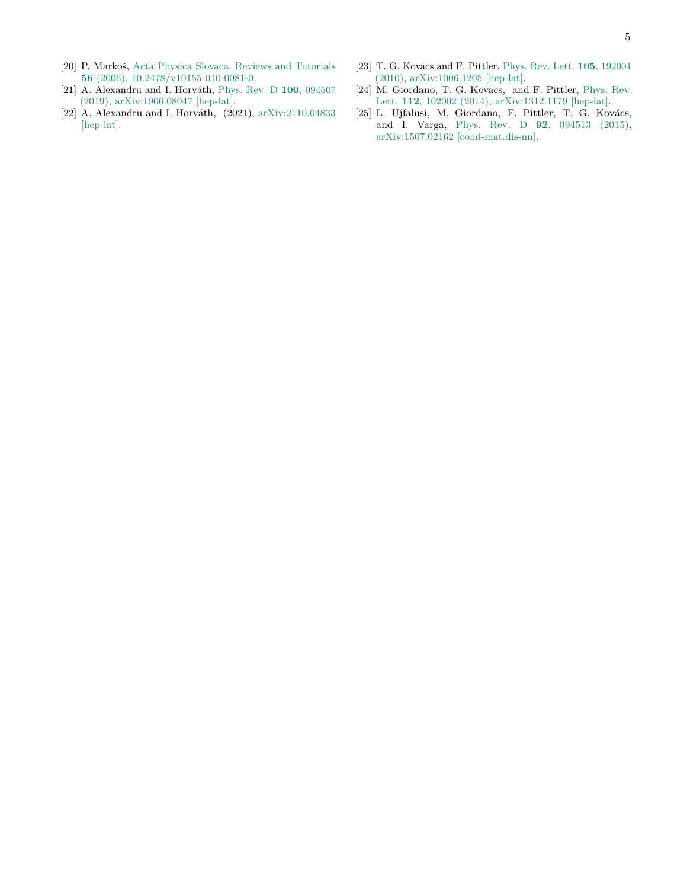[20] P. Markoš, Acta Physica Slovaca. Reviews and Tutorials **56** (2006), 10.2478/v10155-010-0081-0.

[21] A. Alexandru and I. Horváth, Phys. Rev. D **100**, 094507 (2019), arXiv:1906.08047 [hep-lat].

[22] A. Alexandru and I. Horváth, (2021), arXiv:2110.04833 [hep-lat].

[23] T. G. Kovacs and F. Pittler, Phys. Rev. Lett. **105**, 192001 (2010), arXiv:1006.1205 [hep-lat].

[24] M. Giordano, T. G. Kovacs, and F. Pittler, Phys. Rev. Lett. **112**, 102002 (2014), arXiv:1312.1179 [hep-lat].

[25] L. Ujfalusi, M. Giordano, F. Pittler, T. G. Kovács, and I. Varga, Phys. Rev. D **92**, 094513 (2015), arXiv:1507.02162 [cond-mat.dis-nn].